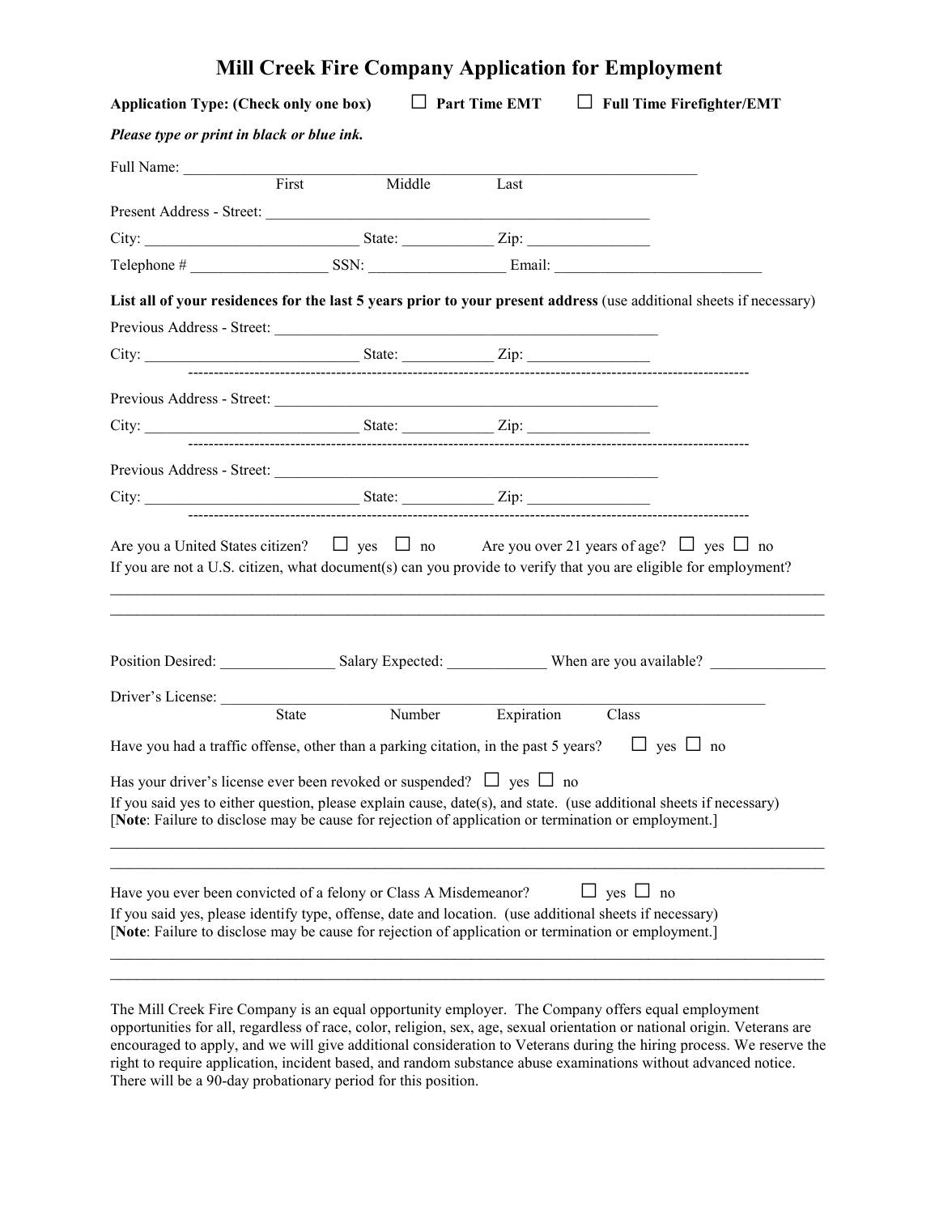# Mill Creek Fire Company Application for Employment

**Application Type: (Check only one box)** ☐ **Part Time EMT** ☐ **Full Time Firefighter/EMT**

***Please type or print in black or blue ink.***

Full Name: ______________________________________________________________
First Middle Last

Present Address - Street: ________________________________________________

City: ___________________________ State: ___________ Zip: _______________

Telephone # _________________ SSN: _________________ Email: __________________________

**List all of your residences for the last 5 years prior to your present address** (use additional sheets if necessary)

Previous Address - Street: ________________________________________________

City: ___________________________ State: ___________ Zip: _______________

---

Previous Address - Street: ________________________________________________

City: ___________________________ State: ___________ Zip: _______________

---

Previous Address - Street: ________________________________________________

City: ___________________________ State: ___________ Zip: _______________

---

Are you a United States citizen? ☐ yes ☐ no Are you over 21 years of age? ☐ yes ☐ no

If you are not a U.S. citizen, what document(s) can you provide to verify that you are eligible for employment?

____________________________________________________________________________

____________________________________________________________________________

Position Desired: _______________ Salary Expected: _____________ When are you available? _______________

Driver's License: ______________________________________________________________
State Number Expiration Class

Have you had a traffic offense, other than a parking citation, in the past 5 years? ☐ yes ☐ no

Has your driver's license ever been revoked or suspended? ☐ yes ☐ no

If you said yes to either question, please explain cause, date(s), and state. (use additional sheets if necessary)
[**Note**: Failure to disclose may be cause for rejection of application or termination or employment.]

____________________________________________________________________________

____________________________________________________________________________

Have you ever been convicted of a felony or Class A Misdemeanor? ☐ yes ☐ no

If you said yes, please identify type, offense, date and location. (use additional sheets if necessary)
[**Note**: Failure to disclose may be cause for rejection of application or termination or employment.]

____________________________________________________________________________

____________________________________________________________________________

The Mill Creek Fire Company is an equal opportunity employer. The Company offers equal employment opportunities for all, regardless of race, color, religion, sex, age, sexual orientation or national origin. Veterans are encouraged to apply, and we will give additional consideration to Veterans during the hiring process. We reserve the right to require application, incident based, and random substance abuse examinations without advanced notice. There will be a 90-day probationary period for this position.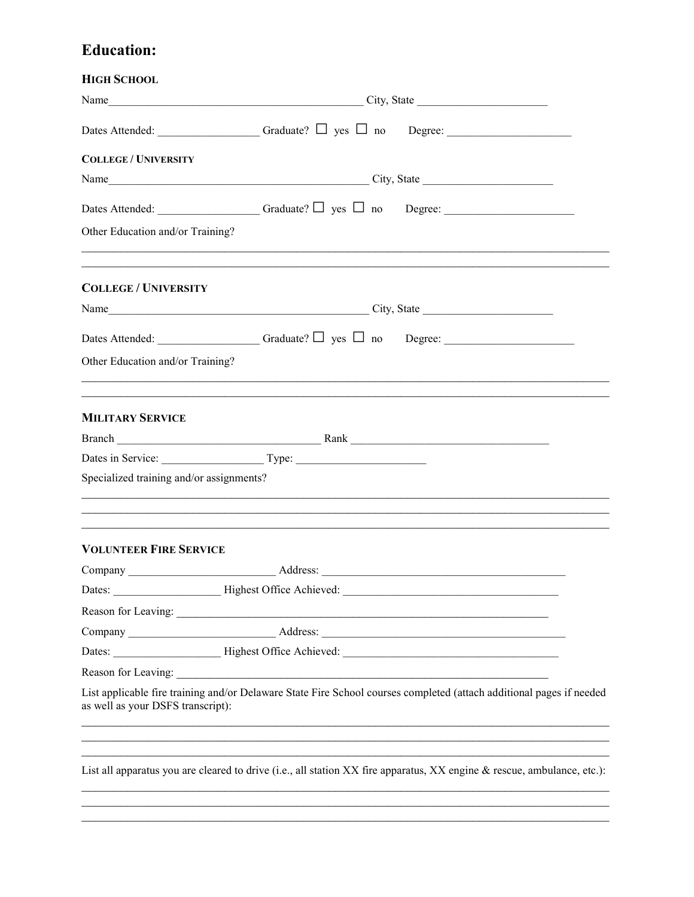# Education:

### HIGH SCHOOL

Name______________________________________________ City, State ______________________

Dates Attended: _________________ Graduate? ☐ yes ☐ no  Degree: _____________________

### COLLEGE / UNIVERSITY

Name______________________________________________ City, State ______________________

Dates Attended: _________________ Graduate? ☐ yes ☐ no  Degree: _____________________

Other Education and/or Training?

_____________________________________________________________________________________

_____________________________________________________________________________________

### COLLEGE / UNIVERSITY

Name______________________________________________ City, State ______________________

Dates Attended: _________________ Graduate? ☐ yes ☐ no  Degree: _____________________

Other Education and/or Training?

_____________________________________________________________________________________

_____________________________________________________________________________________

### MILITARY SERVICE

Branch ___________________________________ Rank ________________________________

Dates in Service: _________________ Type: ______________________

Specialized training and/or assignments?

_____________________________________________________________________________________

_____________________________________________________________________________________

_____________________________________________________________________________________

### VOLUNTEER FIRE SERVICE

Company _________________________ Address: __________________________________________

Dates: __________________ Highest Office Achieved: ____________________________________

Reason for Leaving: _________________________________________________________________

Company _________________________ Address: __________________________________________

Dates: __________________ Highest Office Achieved: ____________________________________

Reason for Leaving: _________________________________________________________________

List applicable fire training and/or Delaware State Fire School courses completed (attach additional pages if needed as well as your DSFS transcript):

_____________________________________________________________________________________

_____________________________________________________________________________________

_____________________________________________________________________________________

List all apparatus you are cleared to drive (i.e., all station XX fire apparatus, XX engine & rescue, ambulance, etc.):

_____________________________________________________________________________________

_____________________________________________________________________________________

_____________________________________________________________________________________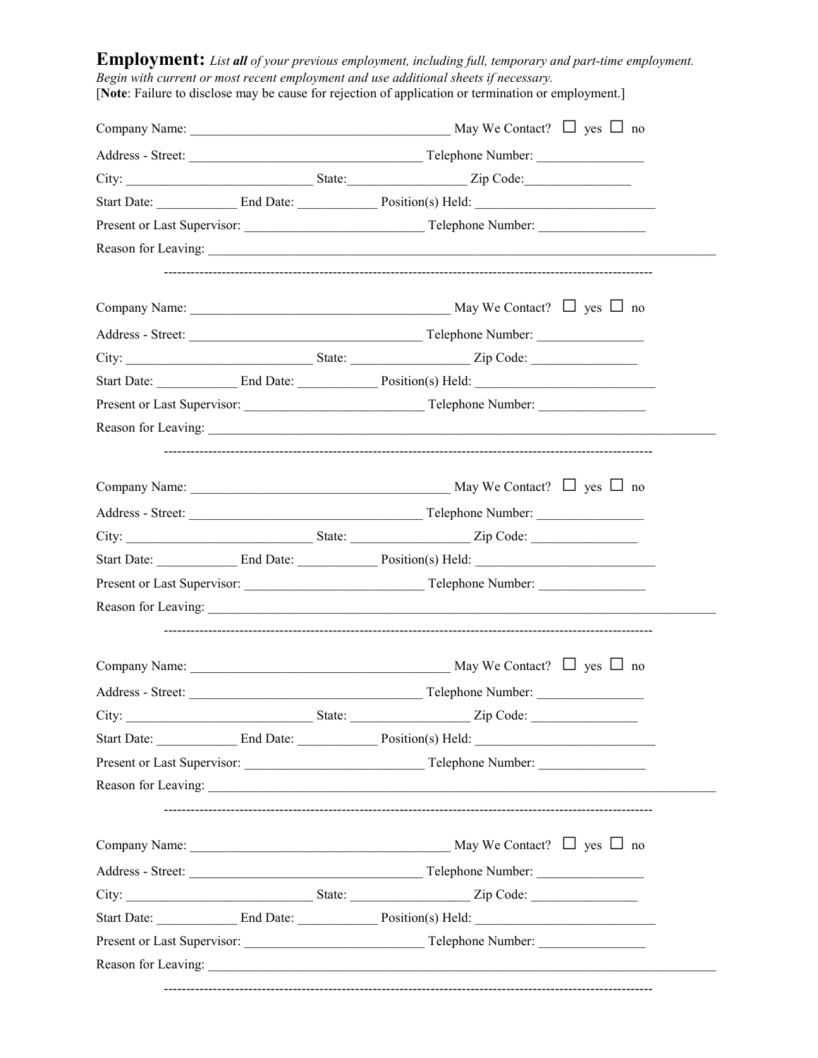**Employment:** *List **all** of your previous employment, including full, temporary and part-time employment. Begin with current or most recent employment and use additional sheets if necessary.*
[**Note**: Failure to disclose may be cause for rejection of application or termination or employment.]

Company Name: ______________________________ May We Contact? ☐ yes ☐ no

Address - Street: ____________________________ Telephone Number: ______________

City: ______________________ State: ______________ Zip Code: ______________

Start Date: __________ End Date: __________ Position(s) Held: ______________________

Present or Last Supervisor: ______________________ Telephone Number: ______________

Reason for Leaving: ____________________________________________________________

---

Company Name: ______________________________ May We Contact? ☐ yes ☐ no

Address - Street: ____________________________ Telephone Number: ______________

City: ______________________ State: ______________ Zip Code: ______________

Start Date: __________ End Date: __________ Position(s) Held: ______________________

Present or Last Supervisor: ______________________ Telephone Number: ______________

Reason for Leaving: ____________________________________________________________

---

Company Name: ______________________________ May We Contact? ☐ yes ☐ no

Address - Street: ____________________________ Telephone Number: ______________

City: ______________________ State: ______________ Zip Code: ______________

Start Date: __________ End Date: __________ Position(s) Held: ______________________

Present or Last Supervisor: ______________________ Telephone Number: ______________

Reason for Leaving: ____________________________________________________________

---

Company Name: ______________________________ May We Contact? ☐ yes ☐ no

Address - Street: ____________________________ Telephone Number: ______________

City: ______________________ State: ______________ Zip Code: ______________

Start Date: __________ End Date: __________ Position(s) Held: ______________________

Present or Last Supervisor: ______________________ Telephone Number: ______________

Reason for Leaving: ____________________________________________________________

---

Company Name: ______________________________ May We Contact? ☐ yes ☐ no

Address - Street: ____________________________ Telephone Number: ______________

City: ______________________ State: ______________ Zip Code: ______________

Start Date: __________ End Date: __________ Position(s) Held: ______________________

Present or Last Supervisor: ______________________ Telephone Number: ______________

Reason for Leaving: ____________________________________________________________

---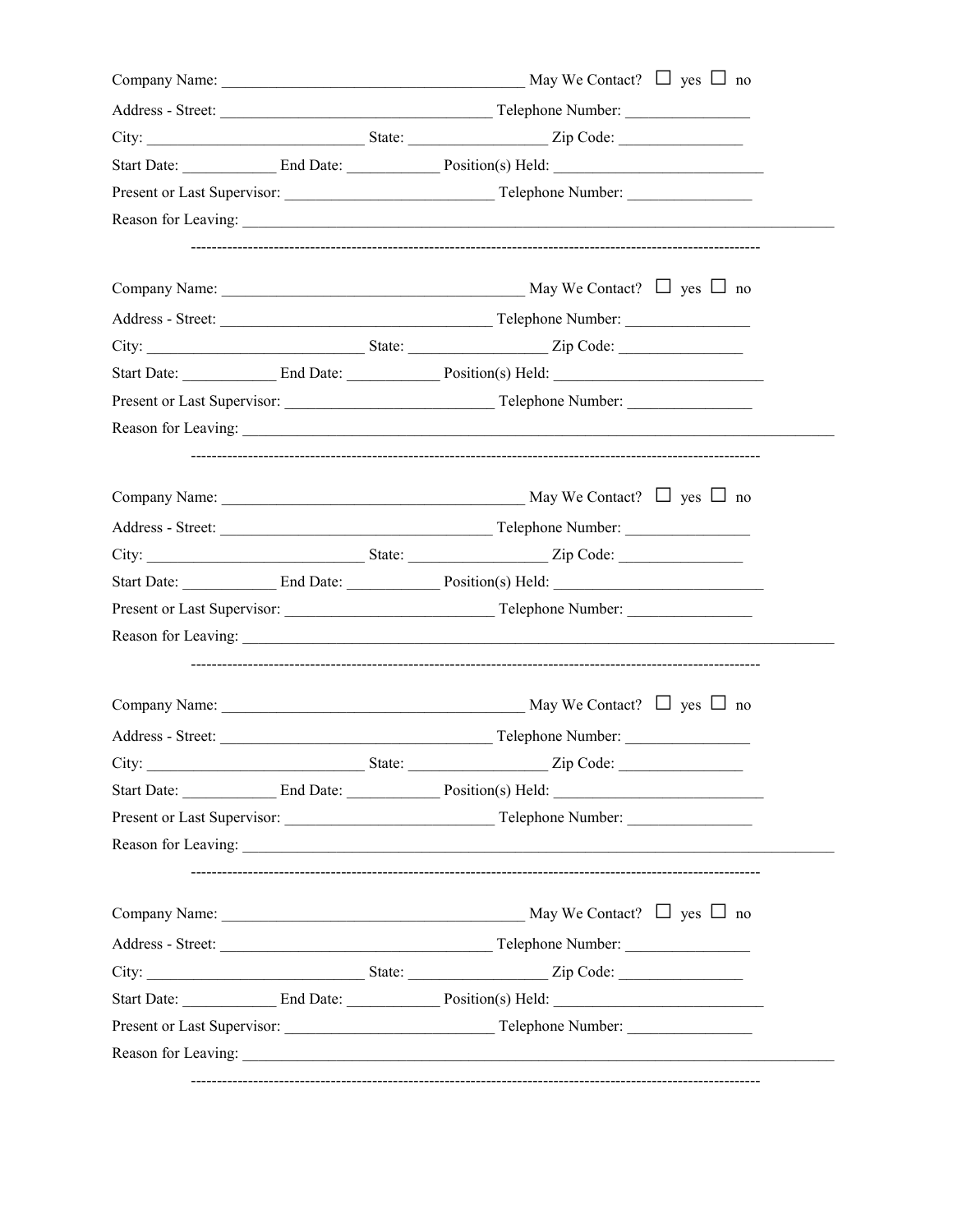Company Name: ______________________________________ May We Contact? ☐ yes ☐ no

Address - Street: __________________________________ Telephone Number: _______________

City: ____________________________ State: _________________ Zip Code: ________________

Start Date: ____________ End Date: ____________ Position(s) Held: __________________________

Present or Last Supervisor: __________________________ Telephone Number: _______________

Reason for Leaving: ______________________________________________________________________________

---

Company Name: ______________________________________ May We Contact? ☐ yes ☐ no

Address - Street: __________________________________ Telephone Number: _______________

City: ____________________________ State: _________________ Zip Code: ________________

Start Date: ____________ End Date: ____________ Position(s) Held: __________________________

Present or Last Supervisor: __________________________ Telephone Number: _______________

Reason for Leaving: ______________________________________________________________________________

---

Company Name: ______________________________________ May We Contact? ☐ yes ☐ no

Address - Street: __________________________________ Telephone Number: _______________

City: ____________________________ State: _________________ Zip Code: ________________

Start Date: ____________ End Date: ____________ Position(s) Held: __________________________

Present or Last Supervisor: __________________________ Telephone Number: _______________

Reason for Leaving: ______________________________________________________________________________

---

Company Name: ______________________________________ May We Contact? ☐ yes ☐ no

Address - Street: __________________________________ Telephone Number: _______________

City: ____________________________ State: _________________ Zip Code: ________________

Start Date: ____________ End Date: ____________ Position(s) Held: __________________________

Present or Last Supervisor: __________________________ Telephone Number: _______________

Reason for Leaving: ______________________________________________________________________________

---

Company Name: ______________________________________ May We Contact? ☐ yes ☐ no

Address - Street: __________________________________ Telephone Number: _______________

City: ____________________________ State: _________________ Zip Code: ________________

Start Date: ____________ End Date: ____________ Position(s) Held: __________________________

Present or Last Supervisor: __________________________ Telephone Number: _______________

Reason for Leaving: ______________________________________________________________________________

---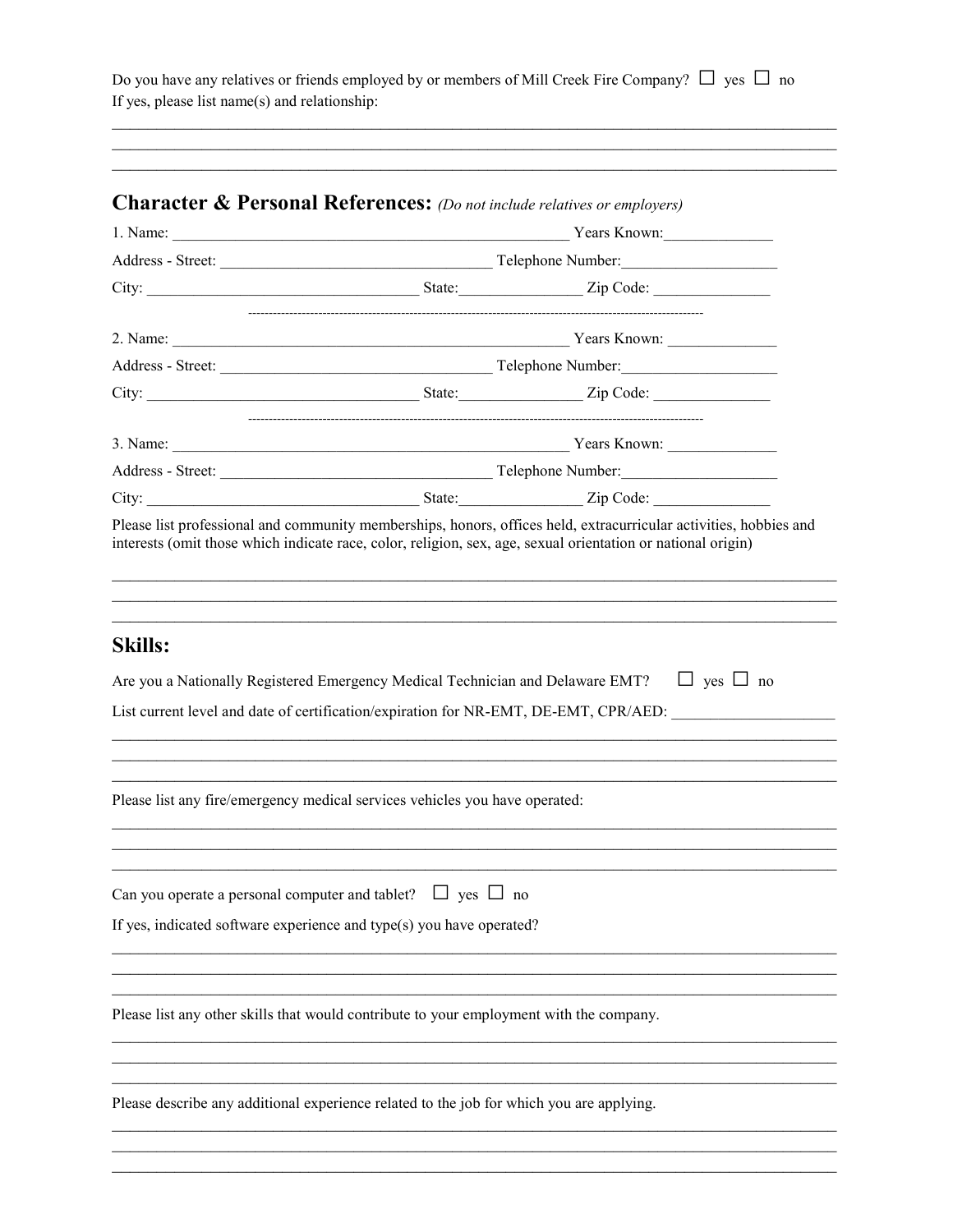Do you have any relatives or friends employed by or members of Mill Creek Fire Company? ☐ yes ☐ no
If yes, please list name(s) and relationship:

_______________________________________________________________________________
_______________________________________________________________________________
_______________________________________________________________________________

## Character & Personal References: *(Do not include relatives or employers)*

1. Name: ____________________________________________ Years Known: ______________

Address - Street: ______________________________ Telephone Number: ___________________

City: ______________________________ State: _______________ Zip Code: _______________

---

2. Name: ____________________________________________ Years Known: ______________

Address - Street: ______________________________ Telephone Number: ___________________

City: ______________________________ State: _______________ Zip Code: _______________

---

3. Name: ____________________________________________ Years Known: ______________

Address - Street: ______________________________ Telephone Number: ___________________

City: ______________________________ State: _______________ Zip Code: _______________

Please list professional and community memberships, honors, offices held, extracurricular activities, hobbies and interests (omit those which indicate race, color, religion, sex, age, sexual orientation or national origin)

_______________________________________________________________________________
_______________________________________________________________________________
_______________________________________________________________________________

## Skills:

Are you a Nationally Registered Emergency Medical Technician and Delaware EMT? ☐ yes ☐ no

List current level and date of certification/expiration for NR-EMT, DE-EMT, CPR/AED: ____________________

_______________________________________________________________________________
_______________________________________________________________________________
_______________________________________________________________________________

Please list any fire/emergency medical services vehicles you have operated:

_______________________________________________________________________________
_______________________________________________________________________________
_______________________________________________________________________________

Can you operate a personal computer and tablet? ☐ yes ☐ no

If yes, indicated software experience and type(s) you have operated?

_______________________________________________________________________________
_______________________________________________________________________________
_______________________________________________________________________________

Please list any other skills that would contribute to your employment with the company.

_______________________________________________________________________________
_______________________________________________________________________________
_______________________________________________________________________________

Please describe any additional experience related to the job for which you are applying.

_______________________________________________________________________________
_______________________________________________________________________________
_______________________________________________________________________________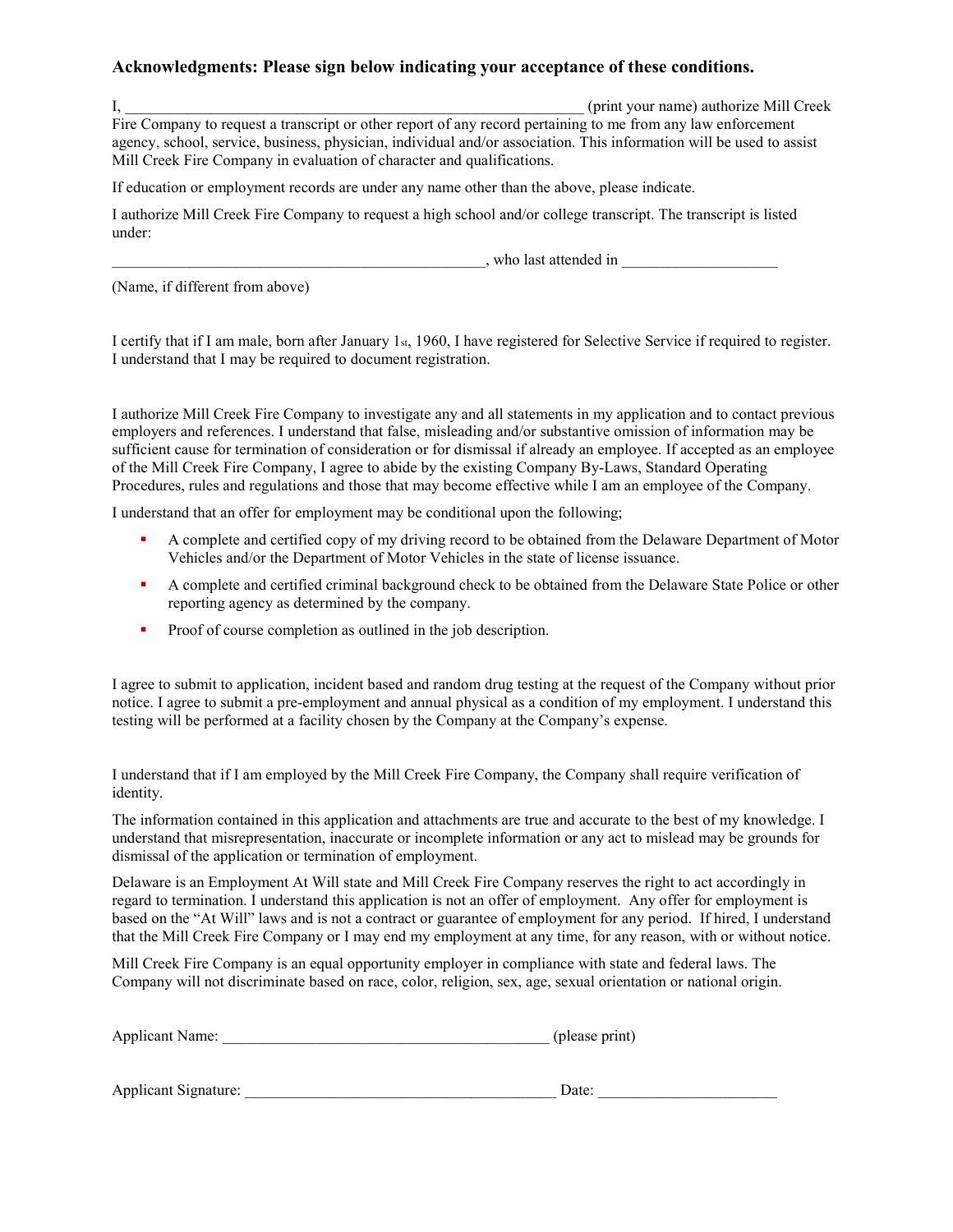### Acknowledgments: Please sign below indicating your acceptance of these conditions.

I, ____________________________________________________________ (print your name) authorize Mill Creek Fire Company to request a transcript or other report of any record pertaining to me from any law enforcement agency, school, service, business, physician, individual and/or association. This information will be used to assist Mill Creek Fire Company in evaluation of character and qualifications.

If education or employment records are under any name other than the above, please indicate.

I authorize Mill Creek Fire Company to request a high school and/or college transcript. The transcript is listed under:

________________________________________________, who last attended in ____________________

(Name, if different from above)

I certify that if I am male, born after January 1st, 1960, I have registered for Selective Service if required to register. I understand that I may be required to document registration.

I authorize Mill Creek Fire Company to investigate any and all statements in my application and to contact previous employers and references. I understand that false, misleading and/or substantive omission of information may be sufficient cause for termination of consideration or for dismissal if already an employee. If accepted as an employee of the Mill Creek Fire Company, I agree to abide by the existing Company By-Laws, Standard Operating Procedures, rules and regulations and those that may become effective while I am an employee of the Company.

I understand that an offer for employment may be conditional upon the following;

- A complete and certified copy of my driving record to be obtained from the Delaware Department of Motor Vehicles and/or the Department of Motor Vehicles in the state of license issuance.
- A complete and certified criminal background check to be obtained from the Delaware State Police or other reporting agency as determined by the company.
- Proof of course completion as outlined in the job description.

I agree to submit to application, incident based and random drug testing at the request of the Company without prior notice. I agree to submit a pre-employment and annual physical as a condition of my employment. I understand this testing will be performed at a facility chosen by the Company at the Company's expense.

I understand that if I am employed by the Mill Creek Fire Company, the Company shall require verification of identity.

The information contained in this application and attachments are true and accurate to the best of my knowledge. I understand that misrepresentation, inaccurate or incomplete information or any act to mislead may be grounds for dismissal of the application or termination of employment.

Delaware is an Employment At Will state and Mill Creek Fire Company reserves the right to act accordingly in regard to termination. I understand this application is not an offer of employment. Any offer for employment is based on the "At Will" laws and is not a contract or guarantee of employment for any period. If hired, I understand that the Mill Creek Fire Company or I may end my employment at any time, for any reason, with or without notice.

Mill Creek Fire Company is an equal opportunity employer in compliance with state and federal laws. The Company will not discriminate based on race, color, religion, sex, age, sexual orientation or national origin.

Applicant Name: __________________________________________ (please print)

Applicant Signature: ________________________________________ Date: _______________________